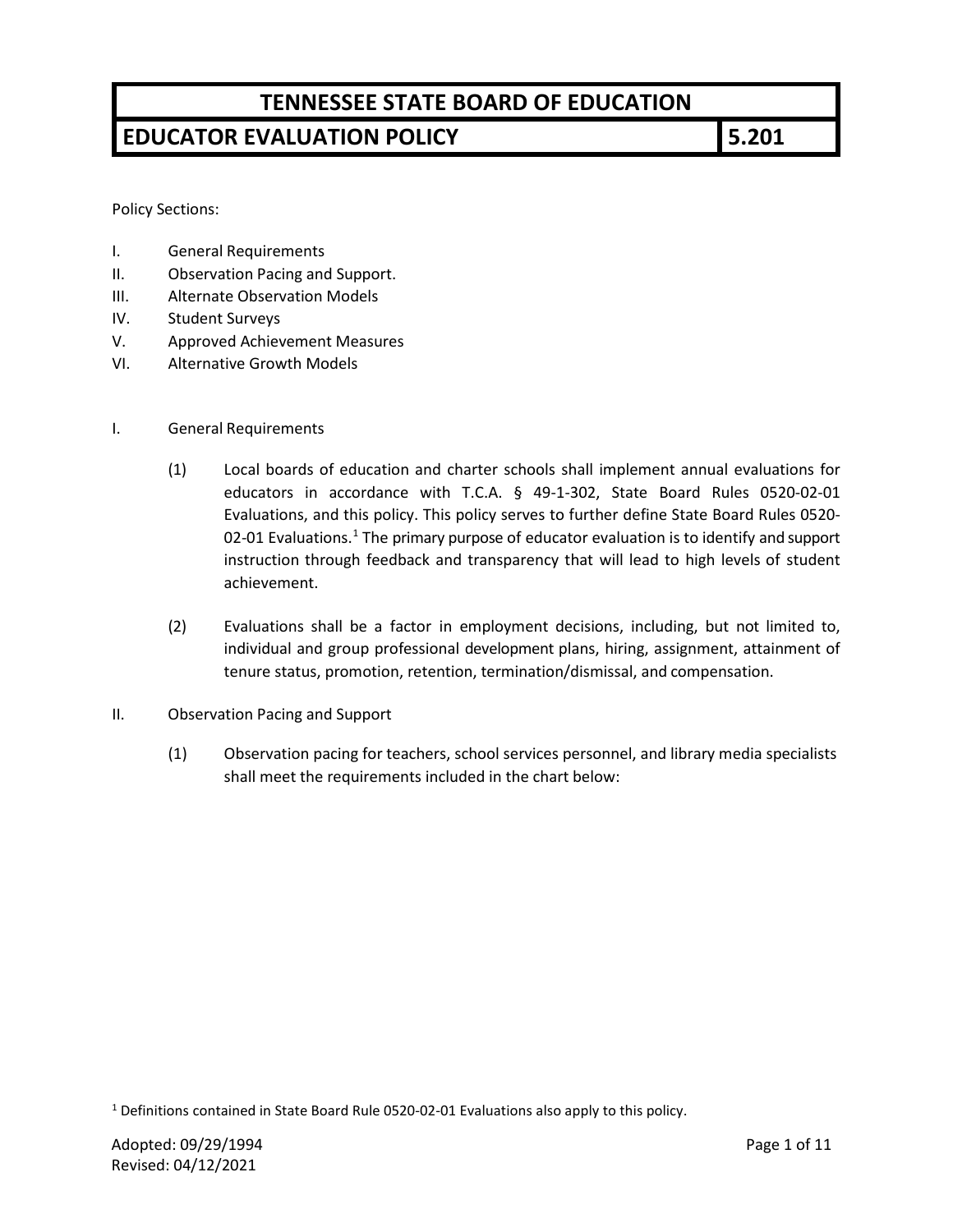# TENNESSEE STATE BOARD OF EDUCATION

## EDUCATOR EVALUATION POLICY — 5.201

Policy Sections:

I. General Requirements
II. Observation Pacing and Support.
III. Alternate Observation Models
IV. Student Surveys
V. Approved Achievement Measures
VI. Alternative Growth Models

I. General Requirements

(1) Local boards of education and charter schools shall implement annual evaluations for educators in accordance with T.C.A. § 49-1-302, State Board Rules 0520-02-01 Evaluations, and this policy. This policy serves to further define State Board Rules 0520-02-01 Evaluations.[1] The primary purpose of educator evaluation is to identify and support instruction through feedback and transparency that will lead to high levels of student achievement.

(2) Evaluations shall be a factor in employment decisions, including, but not limited to, individual and group professional development plans, hiring, assignment, attainment of tenure status, promotion, retention, termination/dismissal, and compensation.

II. Observation Pacing and Support

(1) Observation pacing for teachers, school services personnel, and library media specialists shall meet the requirements included in the chart below:

[1] Definitions contained in State Board Rule 0520-02-01 Evaluations also apply to this policy.

Adopted: 09/29/1994
Revised: 04/12/2021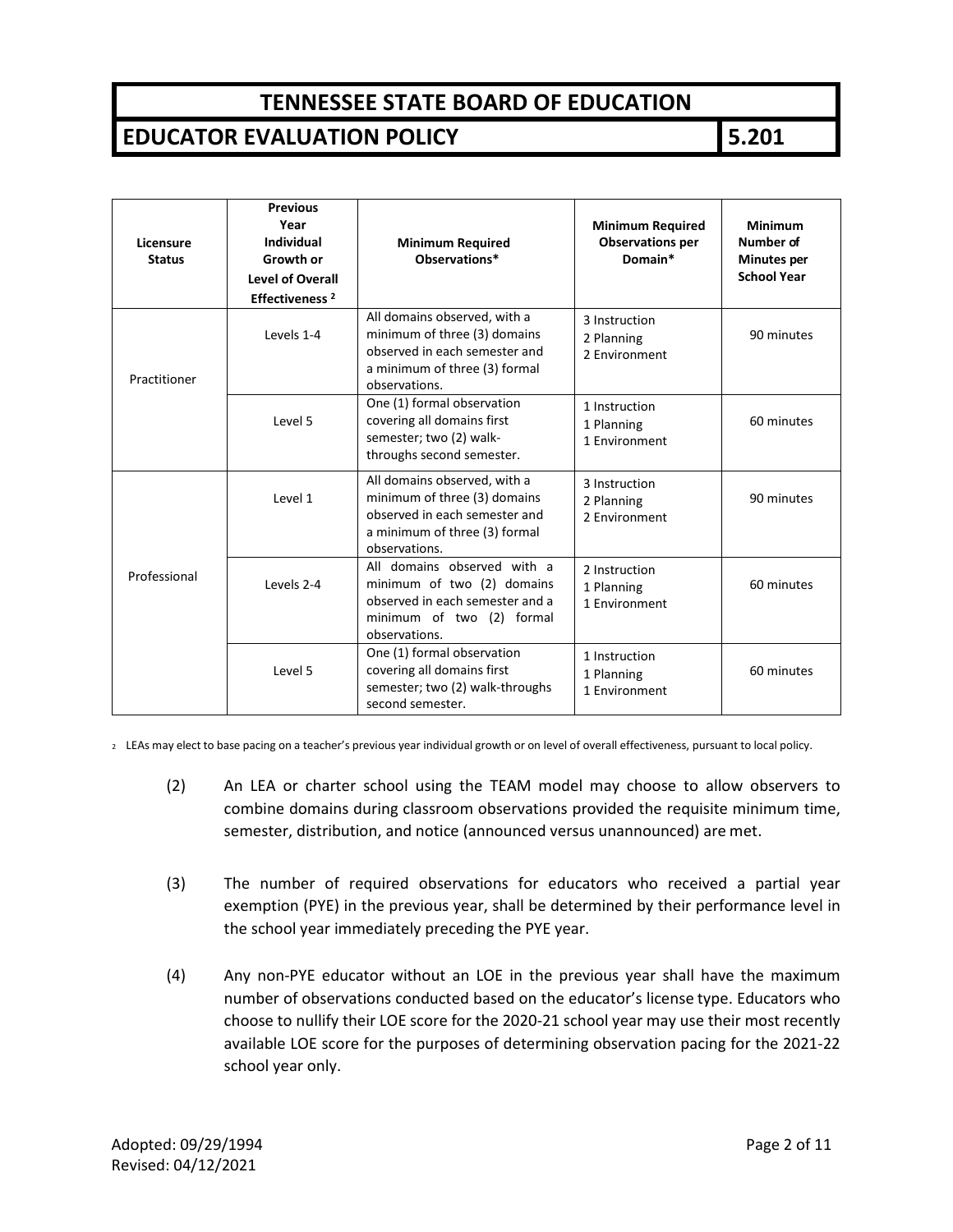| Licensure Status | Previous Year Individual Growth or Level of Overall Effectiveness [2] | Minimum Required Observations* | Minimum Required Observations per Domain* | Minimum Number of Minutes per School Year |
|---|---|---|---|---|
| Practitioner | Levels 1-4 | All domains observed, with a minimum of three (3) domains observed in each semester and a minimum of three (3) formal observations. | 3 Instruction<br>2 Planning<br>2 Environment | 90 minutes |
| | Level 5 | One (1) formal observation covering all domains first semester; two (2) walk-throughs second semester. | 1 Instruction<br>1 Planning<br>1 Environment | 60 minutes |
| Professional | Level 1 | All domains observed, with a minimum of three (3) domains observed in each semester and a minimum of three (3) formal observations. | 3 Instruction<br>2 Planning<br>2 Environment | 90 minutes |
| | Levels 2-4 | All domains observed with a minimum of two (2) domains observed in each semester and a minimum of two (2) formal observations. | 2 Instruction<br>1 Planning<br>1 Environment | 60 minutes |
| | Level 5 | One (1) formal observation covering all domains first semester; two (2) walk-throughs second semester. | 1 Instruction<br>1 Planning<br>1 Environment | 60 minutes |

[2] LEAs may elect to base pacing on a teacher's previous year individual growth or on level of overall effectiveness, pursuant to local policy.

(2) An LEA or charter school using the TEAM model may choose to allow observers to combine domains during classroom observations provided the requisite minimum time, semester, distribution, and notice (announced versus unannounced) are met.

(3) The number of required observations for educators who received a partial year exemption (PYE) in the previous year, shall be determined by their performance level in the school year immediately preceding the PYE year.

(4) Any non-PYE educator without an LOE in the previous year shall have the maximum number of observations conducted based on the educator's license type. Educators who choose to nullify their LOE score for the 2020-21 school year may use their most recently available LOE score for the purposes of determining observation pacing for the 2021-22 school year only.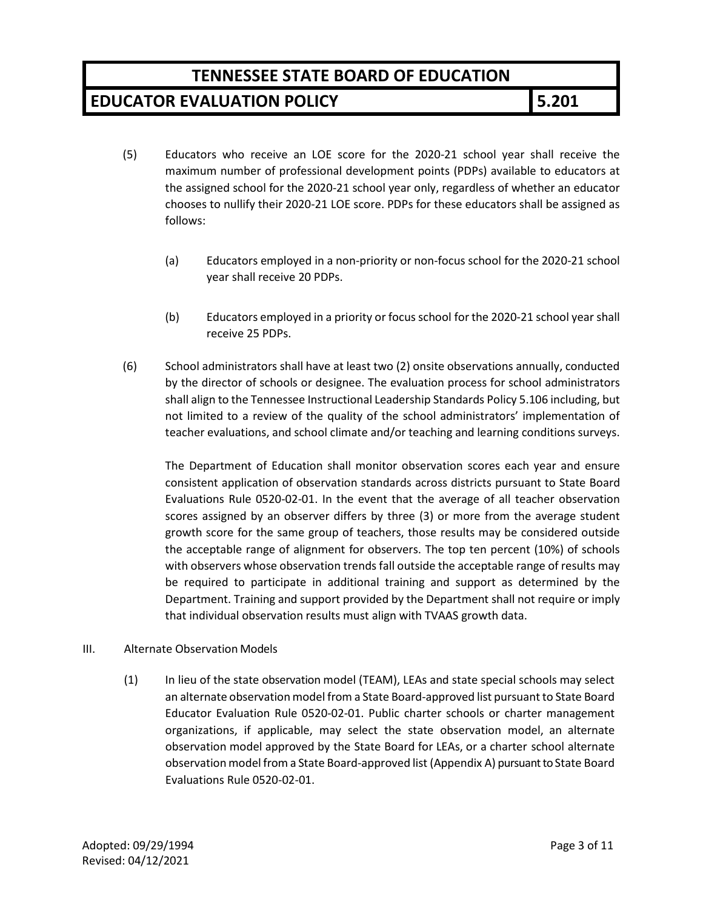(5) Educators who receive an LOE score for the 2020-21 school year shall receive the maximum number of professional development points (PDPs) available to educators at the assigned school for the 2020-21 school year only, regardless of whether an educator chooses to nullify their 2020-21 LOE score. PDPs for these educators shall be assigned as follows:

(a) Educators employed in a non-priority or non-focus school for the 2020-21 school year shall receive 20 PDPs.

(b) Educators employed in a priority or focus school for the 2020-21 school year shall receive 25 PDPs.

(6) School administrators shall have at least two (2) onsite observations annually, conducted by the director of schools or designee. The evaluation process for school administrators shall align to the Tennessee Instructional Leadership Standards Policy 5.106 including, but not limited to a review of the quality of the school administrators' implementation of teacher evaluations, and school climate and/or teaching and learning conditions surveys.

The Department of Education shall monitor observation scores each year and ensure consistent application of observation standards across districts pursuant to State Board Evaluations Rule 0520-02-01. In the event that the average of all teacher observation scores assigned by an observer differs by three (3) or more from the average student growth score for the same group of teachers, those results may be considered outside the acceptable range of alignment for observers. The top ten percent (10%) of schools with observers whose observation trends fall outside the acceptable range of results may be required to participate in additional training and support as determined by the Department. Training and support provided by the Department shall not require or imply that individual observation results must align with TVAAS growth data.

III. Alternate Observation Models

(1) In lieu of the state observation model (TEAM), LEAs and state special schools may select an alternate observation model from a State Board-approved list pursuant to State Board Educator Evaluation Rule 0520-02-01. Public charter schools or charter management organizations, if applicable, may select the state observation model, an alternate observation model approved by the State Board for LEAs, or a charter school alternate observation model from a State Board-approved list (Appendix A) pursuant to State Board Evaluations Rule 0520-02-01.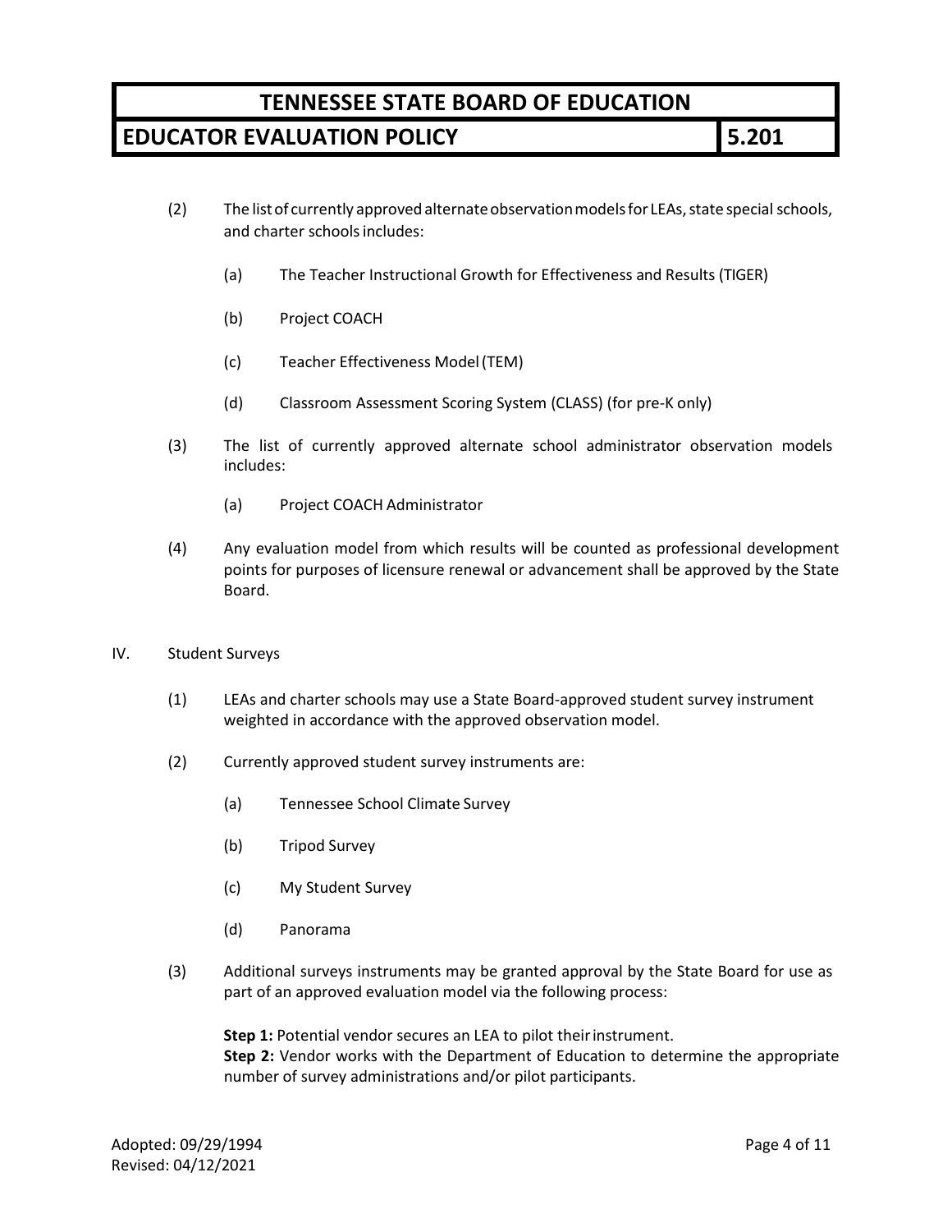(2) The list of currently approved alternate observation models for LEAs, state special schools, and charter schools includes:

   (a) The Teacher Instructional Growth for Effectiveness and Results (TIGER)

   (b) Project COACH

   (c) Teacher Effectiveness Model (TEM)

   (d) Classroom Assessment Scoring System (CLASS) (for pre-K only)

(3) The list of currently approved alternate school administrator observation models includes:

   (a) Project COACH Administrator

(4) Any evaluation model from which results will be counted as professional development points for purposes of licensure renewal or advancement shall be approved by the State Board.

IV. Student Surveys

(1) LEAs and charter schools may use a State Board-approved student survey instrument weighted in accordance with the approved observation model.

(2) Currently approved student survey instruments are:

   (a) Tennessee School Climate Survey

   (b) Tripod Survey

   (c) My Student Survey

   (d) Panorama

(3) Additional surveys instruments may be granted approval by the State Board for use as part of an approved evaluation model via the following process:

   **Step 1:** Potential vendor secures an LEA to pilot their instrument.
   **Step 2:** Vendor works with the Department of Education to determine the appropriate number of survey administrations and/or pilot participants.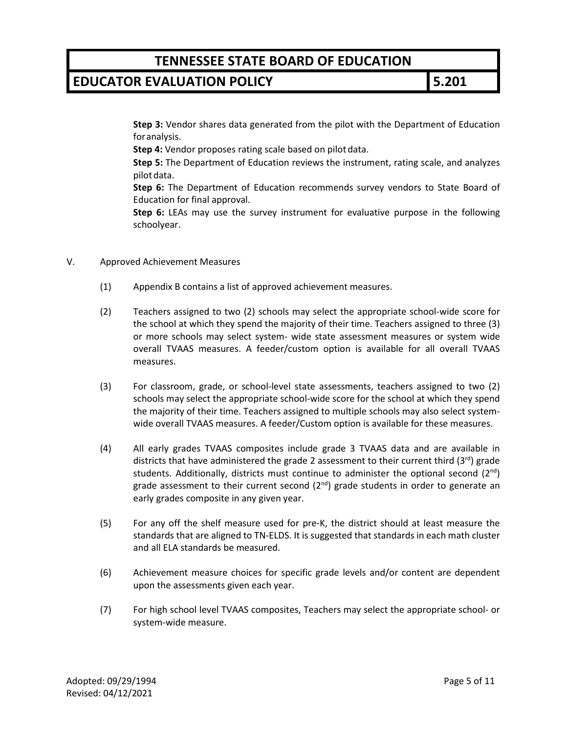**Step 3:** Vendor shares data generated from the pilot with the Department of Education for analysis.
**Step 4:** Vendor proposes rating scale based on pilot data.
**Step 5:** The Department of Education reviews the instrument, rating scale, and analyzes pilot data.
**Step 6:** The Department of Education recommends survey vendors to State Board of Education for final approval.
**Step 6:** LEAs may use the survey instrument for evaluative purpose in the following schoolyear.

V. Approved Achievement Measures

(1) Appendix B contains a list of approved achievement measures.

(2) Teachers assigned to two (2) schools may select the appropriate school-wide score for the school at which they spend the majority of their time. Teachers assigned to three (3) or more schools may select system- wide state assessment measures or system wide overall TVAAS measures. A feeder/custom option is available for all overall TVAAS measures.

(3) For classroom, grade, or school-level state assessments, teachers assigned to two (2) schools may select the appropriate school-wide score for the school at which they spend the majority of their time. Teachers assigned to multiple schools may also select system-wide overall TVAAS measures. A feeder/Custom option is available for these measures.

(4) All early grades TVAAS composites include grade 3 TVAAS data and are available in districts that have administered the grade 2 assessment to their current third (3rd) grade students. Additionally, districts must continue to administer the optional second (2nd) grade assessment to their current second (2nd) grade students in order to generate an early grades composite in any given year.

(5) For any off the shelf measure used for pre-K, the district should at least measure the standards that are aligned to TN-ELDS. It is suggested that standards in each math cluster and all ELA standards be measured.

(6) Achievement measure choices for specific grade levels and/or content are dependent upon the assessments given each year.

(7) For high school level TVAAS composites, Teachers may select the appropriate school- or system-wide measure.

Adopted: 09/29/1994
Revised: 04/12/2021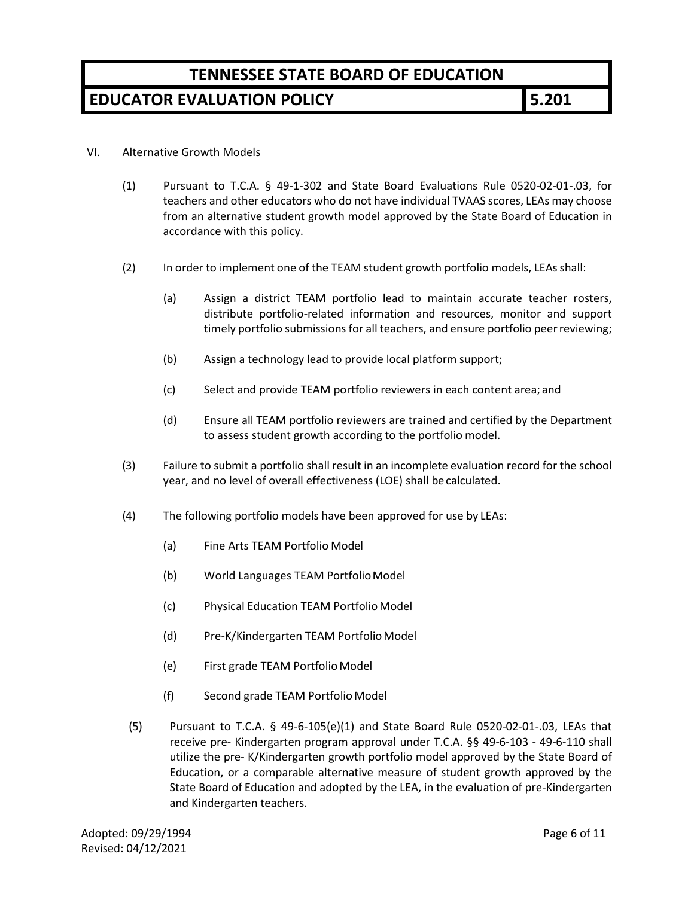VI. Alternative Growth Models

(1) Pursuant to T.C.A. § 49-1-302 and State Board Evaluations Rule 0520-02-01-.03, for teachers and other educators who do not have individual TVAAS scores, LEAs may choose from an alternative student growth model approved by the State Board of Education in accordance with this policy.

(2) In order to implement one of the TEAM student growth portfolio models, LEAs shall:

(a) Assign a district TEAM portfolio lead to maintain accurate teacher rosters, distribute portfolio-related information and resources, monitor and support timely portfolio submissions for all teachers, and ensure portfolio peer reviewing;

(b) Assign a technology lead to provide local platform support;

(c) Select and provide TEAM portfolio reviewers in each content area; and

(d) Ensure all TEAM portfolio reviewers are trained and certified by the Department to assess student growth according to the portfolio model.

(3) Failure to submit a portfolio shall result in an incomplete evaluation record for the school year, and no level of overall effectiveness (LOE) shall be calculated.

(4) The following portfolio models have been approved for use by LEAs:

(a) Fine Arts TEAM Portfolio Model

(b) World Languages TEAM Portfolio Model

(c) Physical Education TEAM Portfolio Model

(d) Pre-K/Kindergarten TEAM Portfolio Model

(e) First grade TEAM Portfolio Model

(f) Second grade TEAM Portfolio Model

(5) Pursuant to T.C.A. § 49-6-105(e)(1) and State Board Rule 0520-02-01-.03, LEAs that receive pre- Kindergarten program approval under T.C.A. §§ 49-6-103 - 49-6-110 shall utilize the pre- K/Kindergarten growth portfolio model approved by the State Board of Education, or a comparable alternative measure of student growth approved by the State Board of Education and adopted by the LEA, in the evaluation of pre-Kindergarten and Kindergarten teachers.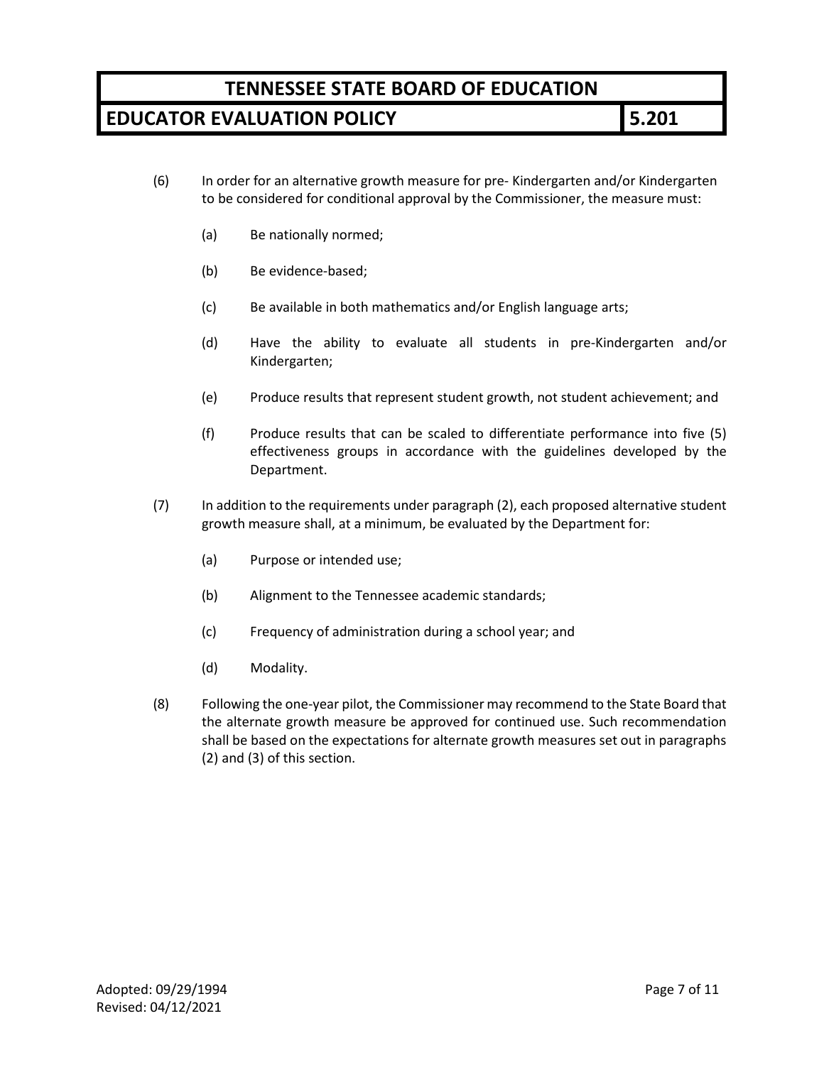(6) In order for an alternative growth measure for pre- Kindergarten and/or Kindergarten to be considered for conditional approval by the Commissioner, the measure must:

  (a) Be nationally normed;

  (b) Be evidence-based;

  (c) Be available in both mathematics and/or English language arts;

  (d) Have the ability to evaluate all students in pre-Kindergarten and/or Kindergarten;

  (e) Produce results that represent student growth, not student achievement; and

  (f) Produce results that can be scaled to differentiate performance into five (5) effectiveness groups in accordance with the guidelines developed by the Department.

(7) In addition to the requirements under paragraph (2), each proposed alternative student growth measure shall, at a minimum, be evaluated by the Department for:

  (a) Purpose or intended use;

  (b) Alignment to the Tennessee academic standards;

  (c) Frequency of administration during a school year; and

  (d) Modality.

(8) Following the one-year pilot, the Commissioner may recommend to the State Board that the alternate growth measure be approved for continued use. Such recommendation shall be based on the expectations for alternate growth measures set out in paragraphs (2) and (3) of this section.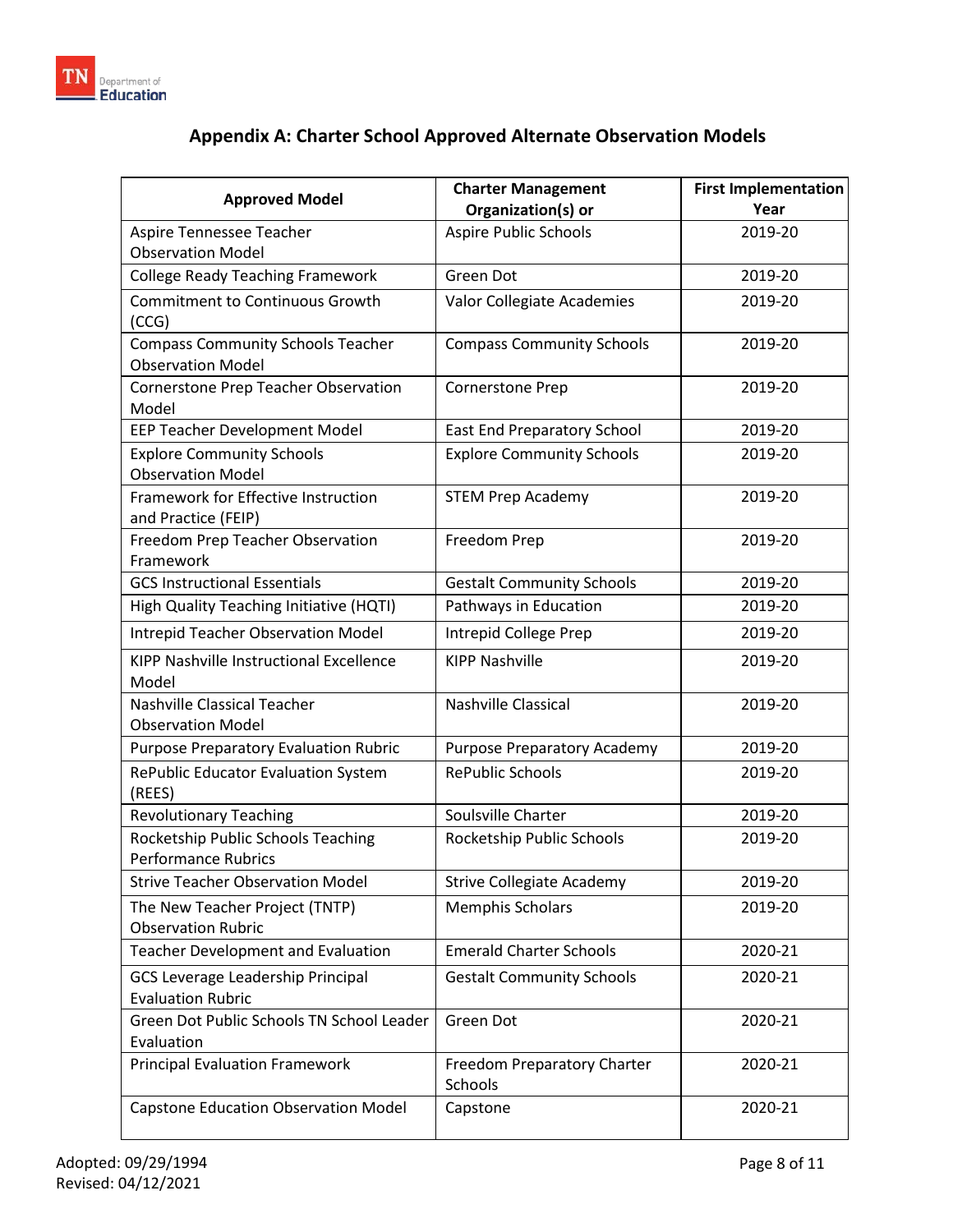## Appendix A: Charter School Approved Alternate Observation Models

| Approved Model | Charter Management Organization(s) or | First Implementation Year |
| --- | --- | --- |
| Aspire Tennessee Teacher Observation Model | Aspire Public Schools | 2019-20 |
| College Ready Teaching Framework | Green Dot | 2019-20 |
| Commitment to Continuous Growth (CCG) | Valor Collegiate Academies | 2019-20 |
| Compass Community Schools Teacher Observation Model | Compass Community Schools | 2019-20 |
| Cornerstone Prep Teacher Observation Model | Cornerstone Prep | 2019-20 |
| EEP Teacher Development Model | East End Preparatory School | 2019-20 |
| Explore Community Schools Observation Model | Explore Community Schools | 2019-20 |
| Framework for Effective Instruction and Practice (FEIP) | STEM Prep Academy | 2019-20 |
| Freedom Prep Teacher Observation Framework | Freedom Prep | 2019-20 |
| GCS Instructional Essentials | Gestalt Community Schools | 2019-20 |
| High Quality Teaching Initiative (HQTI) | Pathways in Education | 2019-20 |
| Intrepid Teacher Observation Model | Intrepid College Prep | 2019-20 |
| KIPP Nashville Instructional Excellence Model | KIPP Nashville | 2019-20 |
| Nashville Classical Teacher Observation Model | Nashville Classical | 2019-20 |
| Purpose Preparatory Evaluation Rubric | Purpose Preparatory Academy | 2019-20 |
| RePublic Educator Evaluation System (REES) | RePublic Schools | 2019-20 |
| Revolutionary Teaching | Soulsville Charter | 2019-20 |
| Rocketship Public Schools Teaching Performance Rubrics | Rocketship Public Schools | 2019-20 |
| Strive Teacher Observation Model | Strive Collegiate Academy | 2019-20 |
| The New Teacher Project (TNTP) Observation Rubric | Memphis Scholars | 2019-20 |
| Teacher Development and Evaluation | Emerald Charter Schools | 2020-21 |
| GCS Leverage Leadership Principal Evaluation Rubric | Gestalt Community Schools | 2020-21 |
| Green Dot Public Schools TN School Leader Evaluation | Green Dot | 2020-21 |
| Principal Evaluation Framework | Freedom Preparatory Charter Schools | 2020-21 |
| Capstone Education Observation Model | Capstone | 2020-21 |

Adopted: 09/29/1994
Revised: 04/12/2021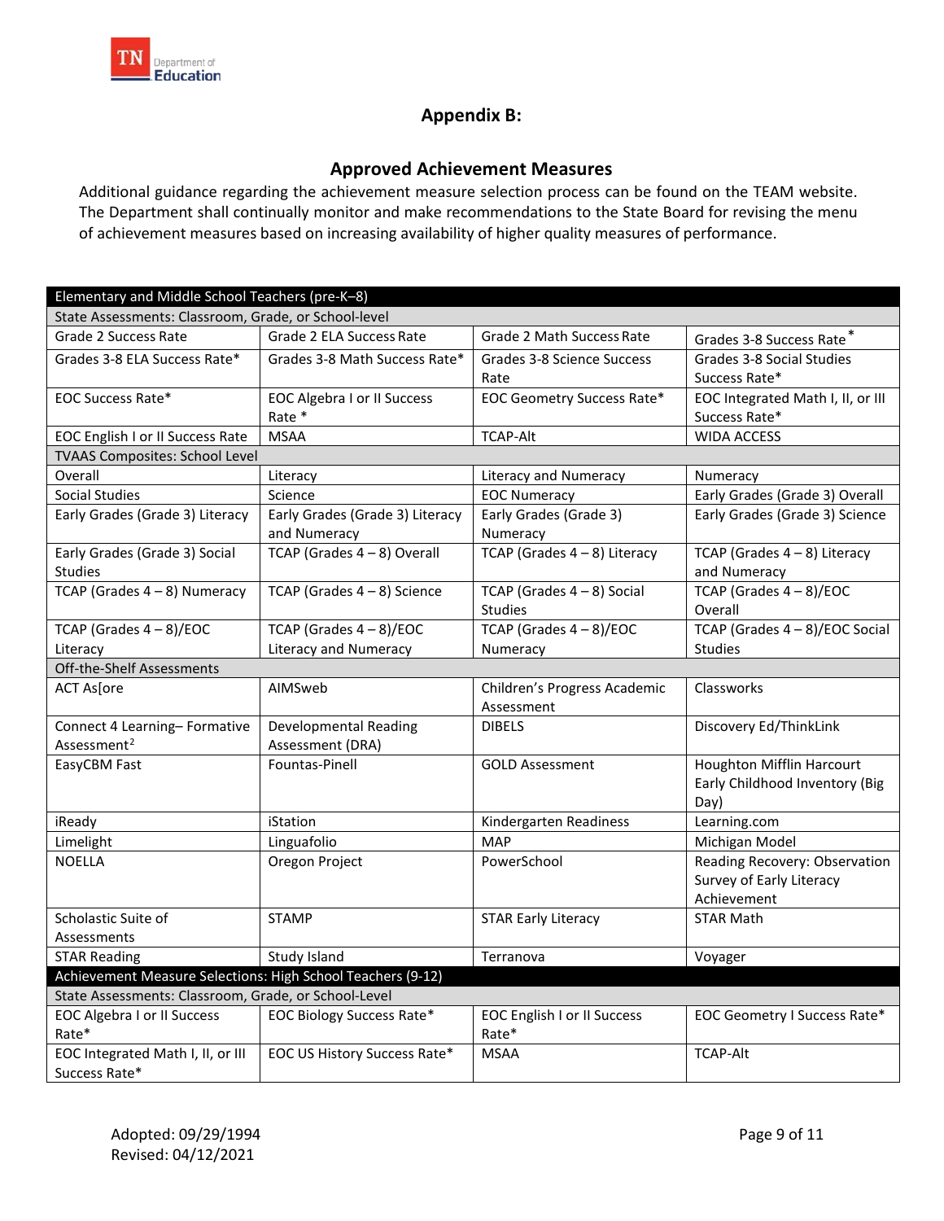## Appendix B:

### Approved Achievement Measures

Additional guidance regarding the achievement measure selection process can be found on the TEAM website. The Department shall continually monitor and make recommendations to the State Board for revising the menu of achievement measures based on increasing availability of higher quality measures of performance.

| Elementary and Middle School Teachers (pre-K–8) | | | |
|---|---|---|---|
| State Assessments: Classroom, Grade, or School-level | | | |
| Grade 2 Success Rate | Grade 2 ELA Success Rate | Grade 2 Math Success Rate | Grades 3-8 Success Rate* |
| Grades 3-8 ELA Success Rate* | Grades 3-8 Math Success Rate* | Grades 3-8 Science Success Rate | Grades 3-8 Social Studies Success Rate* |
| EOC Success Rate* | EOC Algebra I or II Success Rate * | EOC Geometry Success Rate* | EOC Integrated Math I, II, or III Success Rate* |
| EOC English I or II Success Rate | MSAA | TCAP-Alt | WIDA ACCESS |
| TVAAS Composites: School Level | | | |
| Overall | Literacy | Literacy and Numeracy | Numeracy |
| Social Studies | Science | EOC Numeracy | Early Grades (Grade 3) Overall |
| Early Grades (Grade 3) Literacy | Early Grades (Grade 3) Literacy and Numeracy | Early Grades (Grade 3) Numeracy | Early Grades (Grade 3) Science |
| Early Grades (Grade 3) Social Studies | TCAP (Grades 4 – 8) Overall | TCAP (Grades 4 – 8) Literacy | TCAP (Grades 4 – 8) Literacy and Numeracy |
| TCAP (Grades 4 – 8) Numeracy | TCAP (Grades 4 – 8) Science | TCAP (Grades 4 – 8) Social Studies | TCAP (Grades 4 – 8)/EOC Overall |
| TCAP (Grades 4 – 8)/EOC Literacy | TCAP (Grades 4 – 8)/EOC Literacy and Numeracy | TCAP (Grades 4 – 8)/EOC Numeracy | TCAP (Grades 4 – 8)/EOC Social Studies |
| Off-the-Shelf Assessments | | | |
| ACT As[ore | AIMSweb | Children's Progress Academic Assessment | Classworks |
| Connect 4 Learning– Formative Assessment[2] | Developmental Reading Assessment (DRA) | DIBELS | Discovery Ed/ThinkLink |
| EasyCBM Fast | Fountas-Pinell | GOLD Assessment | Houghton Mifflin Harcourt Early Childhood Inventory (Big Day) |
| iReady | iStation | Kindergarten Readiness | Learning.com |
| Limelight | Linguafolio | MAP | Michigan Model |
| NOELLA | Oregon Project | PowerSchool | Reading Recovery: Observation Survey of Early Literacy Achievement |
| Scholastic Suite of Assessments | STAMP | STAR Early Literacy | STAR Math |
| STAR Reading | Study Island | Terranova | Voyager |
| Achievement Measure Selections: High School Teachers (9-12) | | | |
| State Assessments: Classroom, Grade, or School-Level | | | |
| EOC Algebra I or II Success Rate* | EOC Biology Success Rate* | EOC English I or II Success Rate* | EOC Geometry I Success Rate* |
| EOC Integrated Math I, II, or III Success Rate* | EOC US History Success Rate* | MSAA | TCAP-Alt |

Adopted: 09/29/1994
Revised: 04/12/2021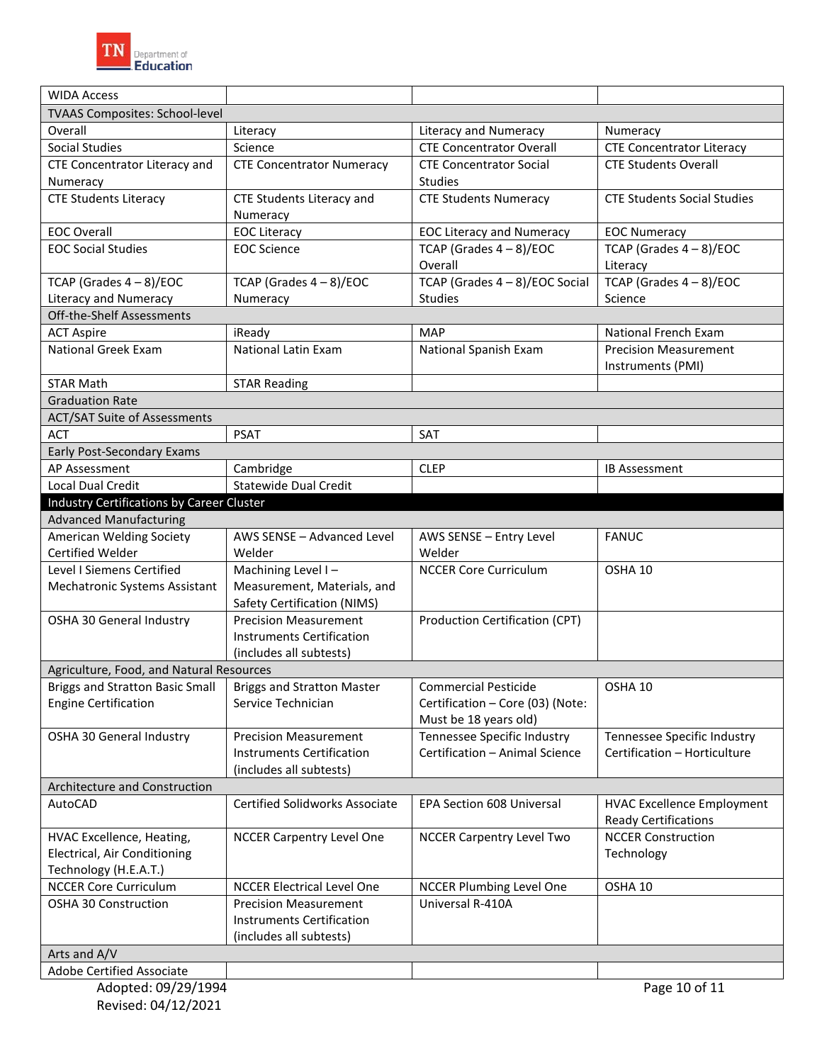| WIDA Access | | | |
|---|---|---|---|
| TVAAS Composites: School-level | | | |
| Overall | Literacy | Literacy and Numeracy | Numeracy |
| Social Studies | Science | CTE Concentrator Overall | CTE Concentrator Literacy |
| CTE Concentrator Literacy and Numeracy | CTE Concentrator Numeracy | CTE Concentrator Social Studies | CTE Students Overall |
| CTE Students Literacy | CTE Students Literacy and Numeracy | CTE Students Numeracy | CTE Students Social Studies |
| EOC Overall | EOC Literacy | EOC Literacy and Numeracy | EOC Numeracy |
| EOC Social Studies | EOC Science | TCAP (Grades 4 – 8)/EOC Overall | TCAP (Grades 4 – 8)/EOC Literacy |
| TCAP (Grades 4 – 8)/EOC Literacy and Numeracy | TCAP (Grades 4 – 8)/EOC Numeracy | TCAP (Grades 4 – 8)/EOC Social Studies | TCAP (Grades 4 – 8)/EOC Science |
| Off-the-Shelf Assessments | | | |
| ACT Aspire | iReady | MAP | National French Exam |
| National Greek Exam | National Latin Exam | National Spanish Exam | Precision Measurement Instruments (PMI) |
| STAR Math | STAR Reading | | |
| Graduation Rate | | | |
| ACT/SAT Suite of Assessments | | | |
| ACT | PSAT | SAT | |
| Early Post-Secondary Exams | | | |
| AP Assessment | Cambridge | CLEP | IB Assessment |
| Local Dual Credit | Statewide Dual Credit | | |
| **Industry Certifications by Career Cluster** | | | |
| Advanced Manufacturing | | | |
| American Welding Society Certified Welder | AWS SENSE – Advanced Level Welder | AWS SENSE – Entry Level Welder | FANUC |
| Level I Siemens Certified Mechatronic Systems Assistant | Machining Level I – Measurement, Materials, and Safety Certification (NIMS) | NCCER Core Curriculum | OSHA 10 |
| OSHA 30 General Industry | Precision Measurement Instruments Certification (includes all subtests) | Production Certification (CPT) | |
| Agriculture, Food, and Natural Resources | | | |
| Briggs and Stratton Basic Small Engine Certification | Briggs and Stratton Master Service Technician | Commercial Pesticide Certification – Core (03) (Note: Must be 18 years old) | OSHA 10 |
| OSHA 30 General Industry | Precision Measurement Instruments Certification (includes all subtests) | Tennessee Specific Industry Certification – Animal Science | Tennessee Specific Industry Certification – Horticulture |
| Architecture and Construction | | | |
| AutoCAD | Certified Solidworks Associate | EPA Section 608 Universal | HVAC Excellence Employment Ready Certifications |
| HVAC Excellence, Heating, Electrical, Air Conditioning Technology (H.E.A.T.) | NCCER Carpentry Level One | NCCER Carpentry Level Two | NCCER Construction Technology |
| NCCER Core Curriculum | NCCER Electrical Level One | NCCER Plumbing Level One | OSHA 10 |
| OSHA 30 Construction | Precision Measurement Instruments Certification (includes all subtests) | Universal R-410A | |
| Arts and A/V | | | |
| Adobe Certified Associate | | | |

Adopted: 09/29/1994
Revised: 04/12/2021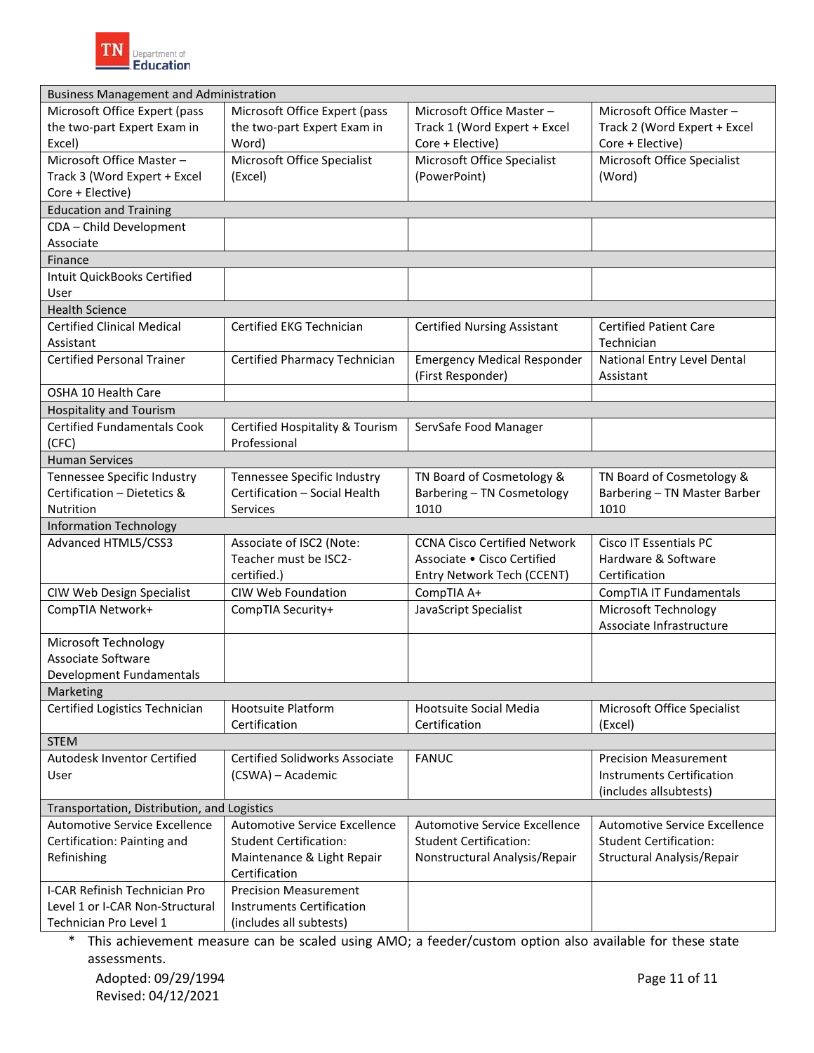| | | | |
|---|---|---|---|
| Business Management and Administration | | | |
| Microsoft Office Expert (pass the two-part Expert Exam in Excel) | Microsoft Office Expert (pass the two-part Expert Exam in Word) | Microsoft Office Master – Track 1 (Word Expert + Excel Core + Elective) | Microsoft Office Master – Track 2 (Word Expert + Excel Core + Elective) |
| Microsoft Office Master – Track 3 (Word Expert + Excel Core + Elective) | Microsoft Office Specialist (Excel) | Microsoft Office Specialist (PowerPoint) | Microsoft Office Specialist (Word) |
| Education and Training | | | |
| CDA – Child Development Associate | | | |
| Finance | | | |
| Intuit QuickBooks Certified User | | | |
| Health Science | | | |
| Certified Clinical Medical Assistant | Certified EKG Technician | Certified Nursing Assistant | Certified Patient Care Technician |
| Certified Personal Trainer | Certified Pharmacy Technician | Emergency Medical Responder (First Responder) | National Entry Level Dental Assistant |
| OSHA 10 Health Care | | | |
| Hospitality and Tourism | | | |
| Certified Fundamentals Cook (CFC) | Certified Hospitality & Tourism Professional | ServSafe Food Manager | |
| Human Services | | | |
| Tennessee Specific Industry Certification – Dietetics & Nutrition | Tennessee Specific Industry Certification – Social Health Services | TN Board of Cosmetology & Barbering – TN Cosmetology 1010 | TN Board of Cosmetology & Barbering – TN Master Barber 1010 |
| Information Technology | | | |
| Advanced HTML5/CSS3 | Associate of ISC2 (Note: Teacher must be ISC2-certified.) | CCNA Cisco Certified Network Associate • Cisco Certified Entry Network Tech (CCENT) | Cisco IT Essentials PC Hardware & Software Certification |
| CIW Web Design Specialist | CIW Web Foundation | CompTIA A+ | CompTIA IT Fundamentals |
| CompTIA Network+ | CompTIA Security+ | JavaScript Specialist | Microsoft Technology Associate Infrastructure |
| Microsoft Technology Associate Software Development Fundamentals | | | |
| Marketing | | | |
| Certified Logistics Technician | Hootsuite Platform Certification | Hootsuite Social Media Certification | Microsoft Office Specialist (Excel) |
| STEM | | | |
| Autodesk Inventor Certified User | Certified Solidworks Associate (CSWA) – Academic | FANUC | Precision Measurement Instruments Certification (includes allsubtests) |
| Transportation, Distribution, and Logistics | | | |
| Automotive Service Excellence Certification: Painting and Refinishing | Automotive Service Excellence Student Certification: Maintenance & Light Repair Certification | Automotive Service Excellence Student Certification: Nonstructural Analysis/Repair | Automotive Service Excellence Student Certification: Structural Analysis/Repair |
| I-CAR Refinish Technician Pro Level 1 or I-CAR Non-Structural Technician Pro Level 1 | Precision Measurement Instruments Certification (includes all subtests) | | |

\* This achievement measure can be scaled using AMO; a feeder/custom option also available for these state assessments.

Adopted: 09/29/1994
Revised: 04/12/2021